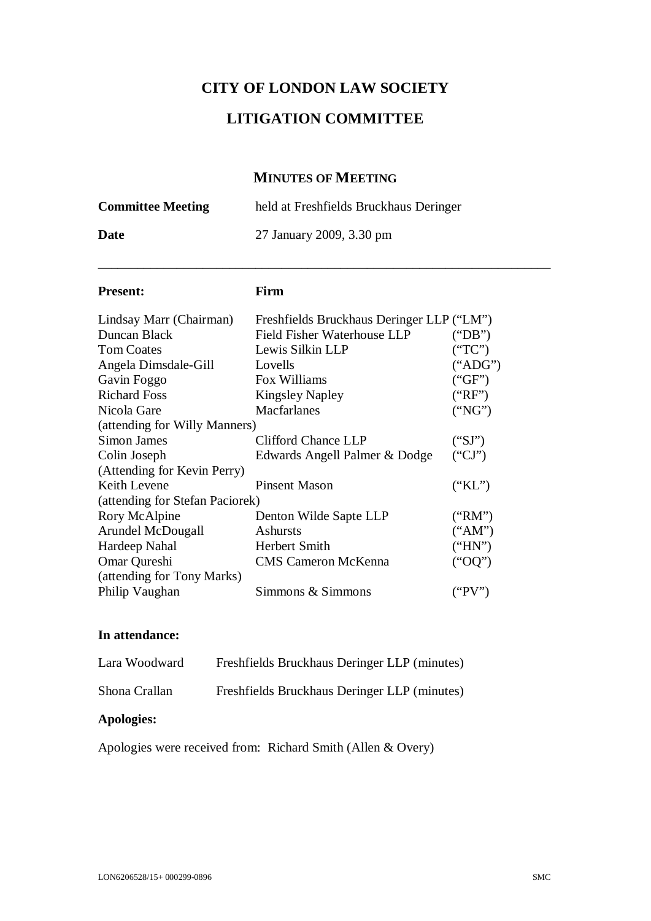# CITY OF LONDON LAW SOCIETY

## LITIGATION COMMITTEE

### MINUTES OF MEETING

**Committee Meeting** held at Freshfields Bruckhaus Deringer

**Date** 27 January 2009, 3.30 pm

---

| **Present:** | **Firm** | |
|---|---|---|
| Lindsay Marr (Chairman) | Freshfields Bruckhaus Deringer LLP | ("LM") |
| Duncan Black | Field Fisher Waterhouse LLP | ("DB") |
| Tom Coates | Lewis Silkin LLP | ("TC") |
| Angela Dimsdale-Gill | Lovells | ("ADG") |
| Gavin Foggo | Fox Williams | ("GF") |
| Richard Foss | Kingsley Napley | ("RF") |
| Nicola Gare (attending for Willy Manners) | Macfarlanes | ("NG") |
| Simon James | Clifford Chance LLP | ("SJ") |
| Colin Joseph (Attending for Kevin Perry) | Edwards Angell Palmer & Dodge | ("CJ") |
| Keith Levene (attending for Stefan Paciorek) | Pinsent Mason | ("KL") |
| Rory McAlpine | Denton Wilde Sapte LLP | ("RM") |
| Arundel McDougall | Ashursts | ("AM") |
| Hardeep Nahal | Herbert Smith | ("HN") |
| Omar Qureshi (attending for Tony Marks) | CMS Cameron McKenna | ("OQ") |
| Philip Vaughan | Simmons & Simmons | ("PV") |

**In attendance:**

Lara Woodward — Freshfields Bruckhaus Deringer LLP (minutes)

Shona Crallan — Freshfields Bruckhaus Deringer LLP (minutes)

**Apologies:**

Apologies were received from: Richard Smith (Allen & Overy)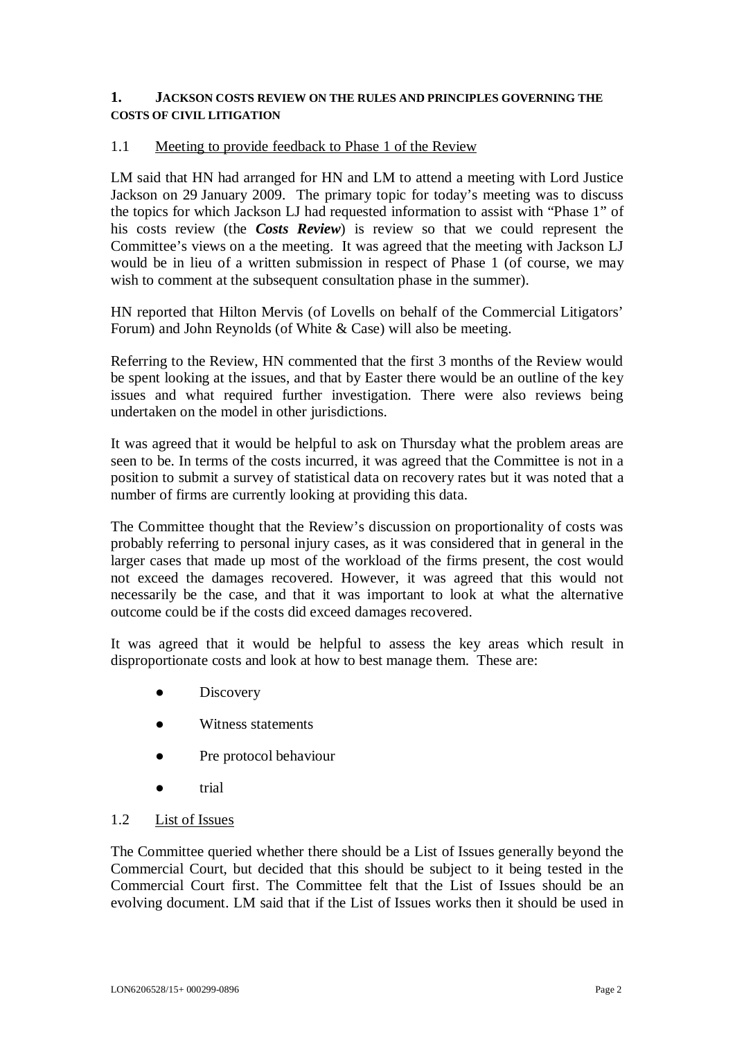## 1. JACKSON COSTS REVIEW ON THE RULES AND PRINCIPLES GOVERNING THE COSTS OF CIVIL LITIGATION

### 1.1 Meeting to provide feedback to Phase 1 of the Review

LM said that HN had arranged for HN and LM to attend a meeting with Lord Justice Jackson on 29 January 2009. The primary topic for today's meeting was to discuss the topics for which Jackson LJ had requested information to assist with "Phase 1" of his costs review (the ***Costs Review***) is review so that we could represent the Committee's views on a the meeting. It was agreed that the meeting with Jackson LJ would be in lieu of a written submission in respect of Phase 1 (of course, we may wish to comment at the subsequent consultation phase in the summer).

HN reported that Hilton Mervis (of Lovells on behalf of the Commercial Litigators' Forum) and John Reynolds (of White & Case) will also be meeting.

Referring to the Review, HN commented that the first 3 months of the Review would be spent looking at the issues, and that by Easter there would be an outline of the key issues and what required further investigation. There were also reviews being undertaken on the model in other jurisdictions.

It was agreed that it would be helpful to ask on Thursday what the problem areas are seen to be. In terms of the costs incurred, it was agreed that the Committee is not in a position to submit a survey of statistical data on recovery rates but it was noted that a number of firms are currently looking at providing this data.

The Committee thought that the Review's discussion on proportionality of costs was probably referring to personal injury cases, as it was considered that in general in the larger cases that made up most of the workload of the firms present, the cost would not exceed the damages recovered. However, it was agreed that this would not necessarily be the case, and that it was important to look at what the alternative outcome could be if the costs did exceed damages recovered.

It was agreed that it would be helpful to assess the key areas which result in disproportionate costs and look at how to best manage them. These are:

- Discovery
- Witness statements
- Pre protocol behaviour
- trial

### 1.2 List of Issues

The Committee queried whether there should be a List of Issues generally beyond the Commercial Court, but decided that this should be subject to it being tested in the Commercial Court first. The Committee felt that the List of Issues should be an evolving document. LM said that if the List of Issues works then it should be used in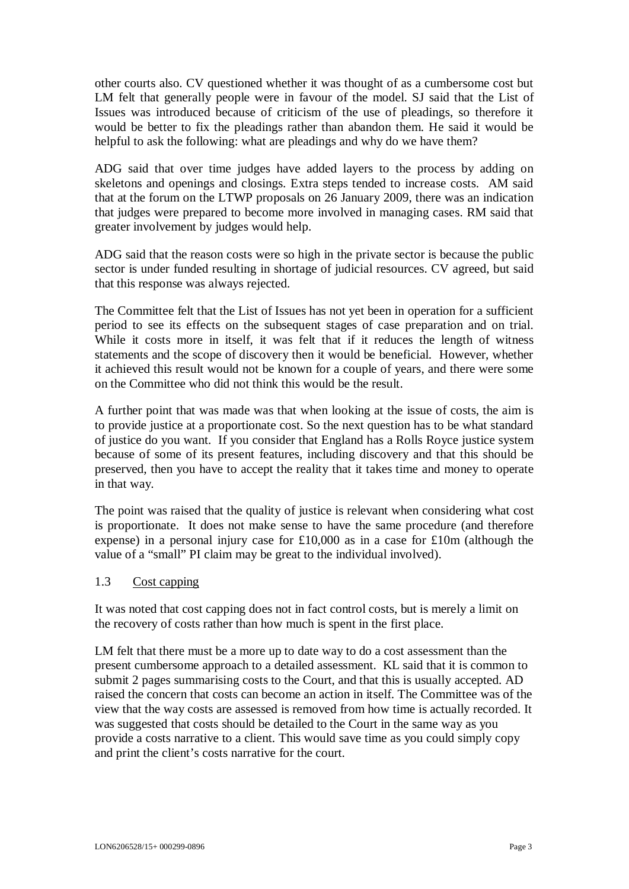other courts also. CV questioned whether it was thought of as a cumbersome cost but LM felt that generally people were in favour of the model. SJ said that the List of Issues was introduced because of criticism of the use of pleadings, so therefore it would be better to fix the pleadings rather than abandon them. He said it would be helpful to ask the following: what are pleadings and why do we have them?

ADG said that over time judges have added layers to the process by adding on skeletons and openings and closings. Extra steps tended to increase costs. AM said that at the forum on the LTWP proposals on 26 January 2009, there was an indication that judges were prepared to become more involved in managing cases. RM said that greater involvement by judges would help.

ADG said that the reason costs were so high in the private sector is because the public sector is under funded resulting in shortage of judicial resources. CV agreed, but said that this response was always rejected.

The Committee felt that the List of Issues has not yet been in operation for a sufficient period to see its effects on the subsequent stages of case preparation and on trial. While it costs more in itself, it was felt that if it reduces the length of witness statements and the scope of discovery then it would be beneficial. However, whether it achieved this result would not be known for a couple of years, and there were some on the Committee who did not think this would be the result.

A further point that was made was that when looking at the issue of costs, the aim is to provide justice at a proportionate cost. So the next question has to be what standard of justice do you want. If you consider that England has a Rolls Royce justice system because of some of its present features, including discovery and that this should be preserved, then you have to accept the reality that it takes time and money to operate in that way.

The point was raised that the quality of justice is relevant when considering what cost is proportionate. It does not make sense to have the same procedure (and therefore expense) in a personal injury case for £10,000 as in a case for £10m (although the value of a "small" PI claim may be great to the individual involved).

### 1.3 Cost capping

It was noted that cost capping does not in fact control costs, but is merely a limit on the recovery of costs rather than how much is spent in the first place.

LM felt that there must be a more up to date way to do a cost assessment than the present cumbersome approach to a detailed assessment. KL said that it is common to submit 2 pages summarising costs to the Court, and that this is usually accepted. AD raised the concern that costs can become an action in itself. The Committee was of the view that the way costs are assessed is removed from how time is actually recorded. It was suggested that costs should be detailed to the Court in the same way as you provide a costs narrative to a client. This would save time as you could simply copy and print the client's costs narrative for the court.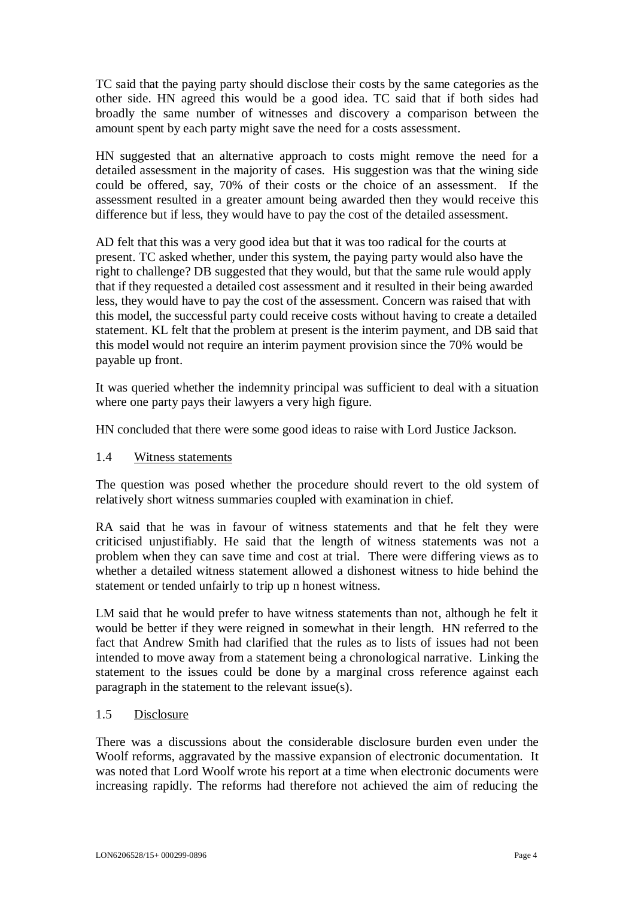TC said that the paying party should disclose their costs by the same categories as the other side. HN agreed this would be a good idea. TC said that if both sides had broadly the same number of witnesses and discovery a comparison between the amount spent by each party might save the need for a costs assessment.

HN suggested that an alternative approach to costs might remove the need for a detailed assessment in the majority of cases. His suggestion was that the wining side could be offered, say, 70% of their costs or the choice of an assessment. If the assessment resulted in a greater amount being awarded then they would receive this difference but if less, they would have to pay the cost of the detailed assessment.

AD felt that this was a very good idea but that it was too radical for the courts at present. TC asked whether, under this system, the paying party would also have the right to challenge? DB suggested that they would, but that the same rule would apply that if they requested a detailed cost assessment and it resulted in their being awarded less, they would have to pay the cost of the assessment. Concern was raised that with this model, the successful party could receive costs without having to create a detailed statement. KL felt that the problem at present is the interim payment, and DB said that this model would not require an interim payment provision since the 70% would be payable up front.

It was queried whether the indemnity principal was sufficient to deal with a situation where one party pays their lawyers a very high figure.

HN concluded that there were some good ideas to raise with Lord Justice Jackson.

1.4 Witness statements

The question was posed whether the procedure should revert to the old system of relatively short witness summaries coupled with examination in chief.

RA said that he was in favour of witness statements and that he felt they were criticised unjustifiably. He said that the length of witness statements was not a problem when they can save time and cost at trial. There were differing views as to whether a detailed witness statement allowed a dishonest witness to hide behind the statement or tended unfairly to trip up n honest witness.

LM said that he would prefer to have witness statements than not, although he felt it would be better if they were reigned in somewhat in their length. HN referred to the fact that Andrew Smith had clarified that the rules as to lists of issues had not been intended to move away from a statement being a chronological narrative. Linking the statement to the issues could be done by a marginal cross reference against each paragraph in the statement to the relevant issue(s).

1.5 Disclosure

There was a discussions about the considerable disclosure burden even under the Woolf reforms, aggravated by the massive expansion of electronic documentation. It was noted that Lord Woolf wrote his report at a time when electronic documents were increasing rapidly. The reforms had therefore not achieved the aim of reducing the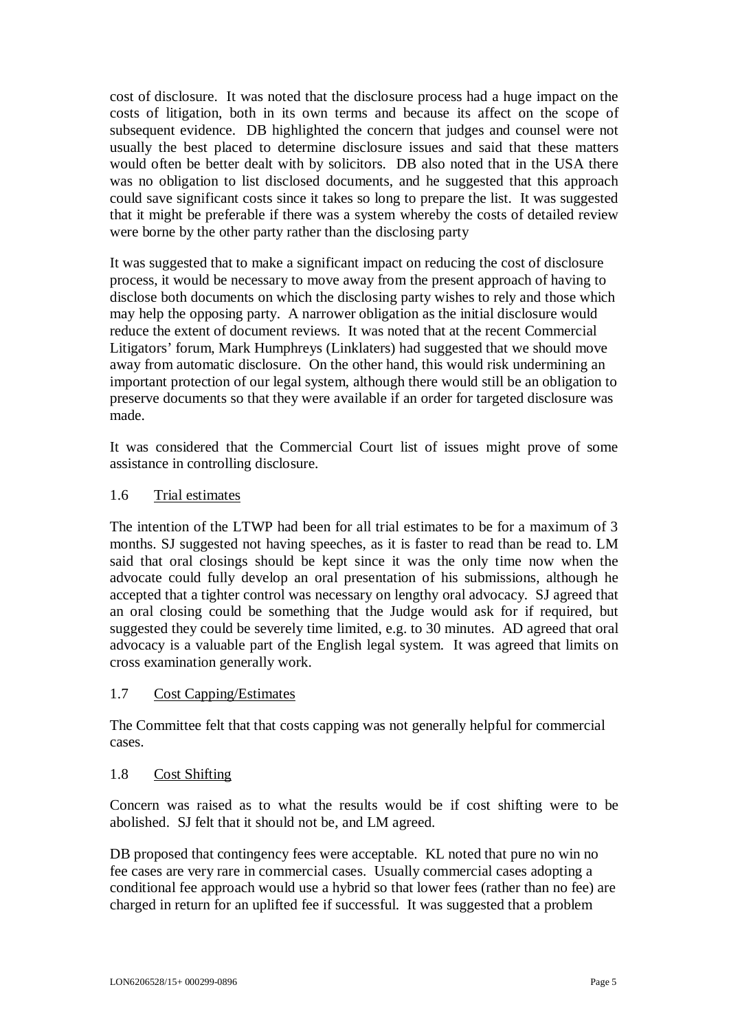cost of disclosure. It was noted that the disclosure process had a huge impact on the costs of litigation, both in its own terms and because its affect on the scope of subsequent evidence. DB highlighted the concern that judges and counsel were not usually the best placed to determine disclosure issues and said that these matters would often be better dealt with by solicitors. DB also noted that in the USA there was no obligation to list disclosed documents, and he suggested that this approach could save significant costs since it takes so long to prepare the list. It was suggested that it might be preferable if there was a system whereby the costs of detailed review were borne by the other party rather than the disclosing party

It was suggested that to make a significant impact on reducing the cost of disclosure process, it would be necessary to move away from the present approach of having to disclose both documents on which the disclosing party wishes to rely and those which may help the opposing party. A narrower obligation as the initial disclosure would reduce the extent of document reviews. It was noted that at the recent Commercial Litigators' forum, Mark Humphreys (Linklaters) had suggested that we should move away from automatic disclosure. On the other hand, this would risk undermining an important protection of our legal system, although there would still be an obligation to preserve documents so that they were available if an order for targeted disclosure was made.

It was considered that the Commercial Court list of issues might prove of some assistance in controlling disclosure.

1.6 Trial estimates

The intention of the LTWP had been for all trial estimates to be for a maximum of 3 months. SJ suggested not having speeches, as it is faster to read than be read to. LM said that oral closings should be kept since it was the only time now when the advocate could fully develop an oral presentation of his submissions, although he accepted that a tighter control was necessary on lengthy oral advocacy. SJ agreed that an oral closing could be something that the Judge would ask for if required, but suggested they could be severely time limited, e.g. to 30 minutes. AD agreed that oral advocacy is a valuable part of the English legal system. It was agreed that limits on cross examination generally work.

1.7 Cost Capping/Estimates

The Committee felt that that costs capping was not generally helpful for commercial cases.

1.8 Cost Shifting

Concern was raised as to what the results would be if cost shifting were to be abolished. SJ felt that it should not be, and LM agreed.

DB proposed that contingency fees were acceptable. KL noted that pure no win no fee cases are very rare in commercial cases. Usually commercial cases adopting a conditional fee approach would use a hybrid so that lower fees (rather than no fee) are charged in return for an uplifted fee if successful. It was suggested that a problem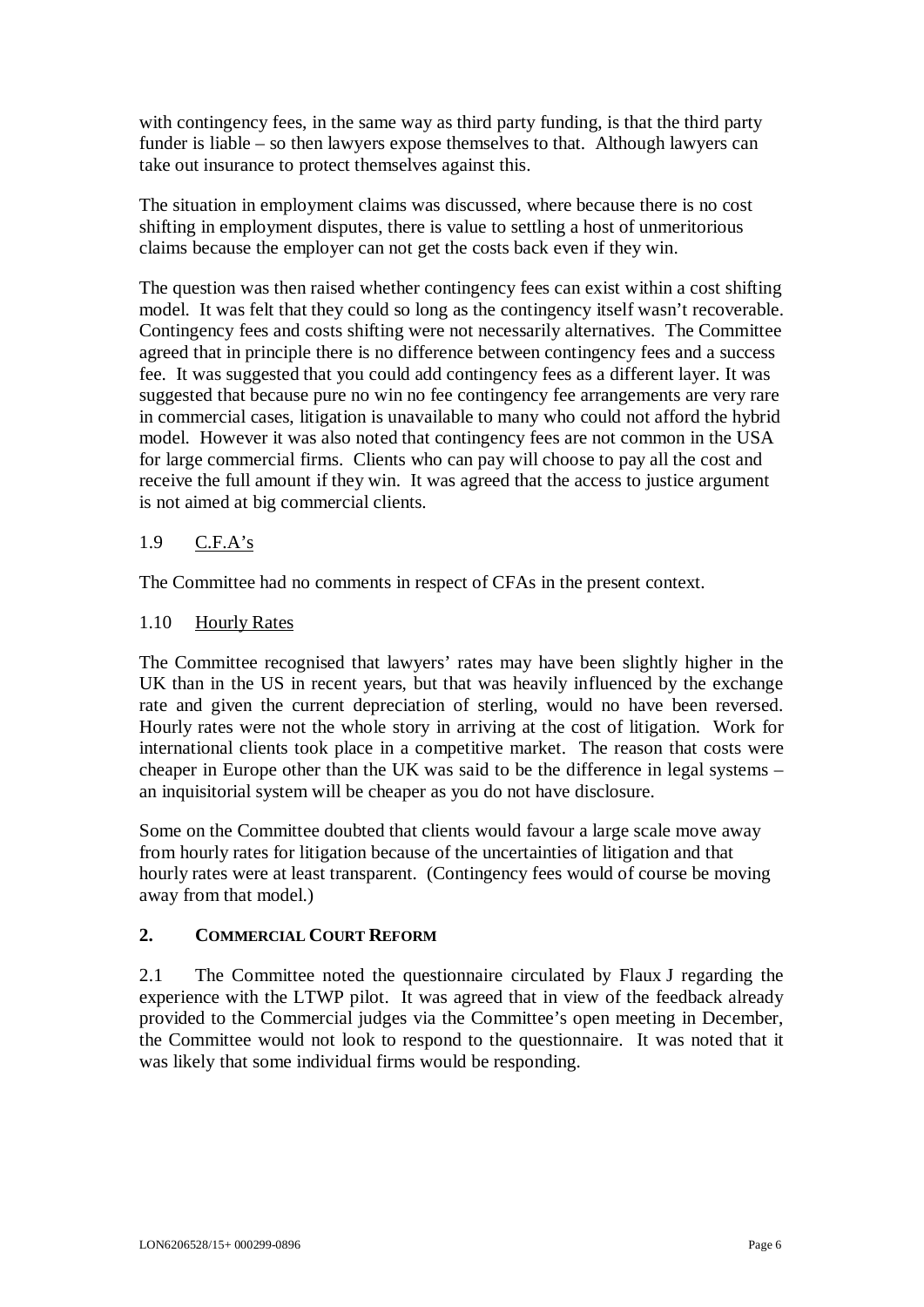with contingency fees, in the same way as third party funding, is that the third party funder is liable – so then lawyers expose themselves to that. Although lawyers can take out insurance to protect themselves against this.

The situation in employment claims was discussed, where because there is no cost shifting in employment disputes, there is value to settling a host of unmeritorious claims because the employer can not get the costs back even if they win.

The question was then raised whether contingency fees can exist within a cost shifting model. It was felt that they could so long as the contingency itself wasn't recoverable. Contingency fees and costs shifting were not necessarily alternatives. The Committee agreed that in principle there is no difference between contingency fees and a success fee. It was suggested that you could add contingency fees as a different layer. It was suggested that because pure no win no fee contingency fee arrangements are very rare in commercial cases, litigation is unavailable to many who could not afford the hybrid model. However it was also noted that contingency fees are not common in the USA for large commercial firms. Clients who can pay will choose to pay all the cost and receive the full amount if they win. It was agreed that the access to justice argument is not aimed at big commercial clients.

1.9 C.F.A's

The Committee had no comments in respect of CFAs in the present context.

1.10 Hourly Rates

The Committee recognised that lawyers' rates may have been slightly higher in the UK than in the US in recent years, but that was heavily influenced by the exchange rate and given the current depreciation of sterling, would no have been reversed. Hourly rates were not the whole story in arriving at the cost of litigation. Work for international clients took place in a competitive market. The reason that costs were cheaper in Europe other than the UK was said to be the difference in legal systems – an inquisitorial system will be cheaper as you do not have disclosure.

Some on the Committee doubted that clients would favour a large scale move away from hourly rates for litigation because of the uncertainties of litigation and that hourly rates were at least transparent. (Contingency fees would of course be moving away from that model.)

## 2. COMMERCIAL COURT REFORM

2.1 The Committee noted the questionnaire circulated by Flaux J regarding the experience with the LTWP pilot. It was agreed that in view of the feedback already provided to the Commercial judges via the Committee's open meeting in December, the Committee would not look to respond to the questionnaire. It was noted that it was likely that some individual firms would be responding.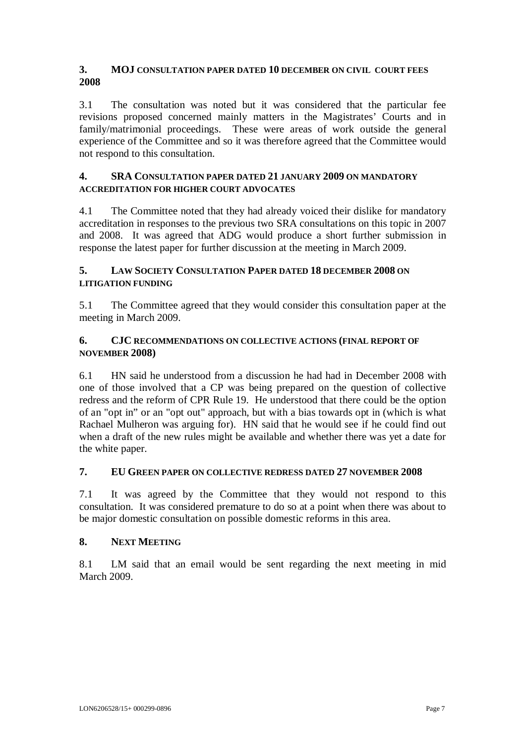## 3. MOJ CONSULTATION PAPER DATED 10 DECEMBER ON CIVIL COURT FEES 2008

3.1 The consultation was noted but it was considered that the particular fee revisions proposed concerned mainly matters in the Magistrates' Courts and in family/matrimonial proceedings. These were areas of work outside the general experience of the Committee and so it was therefore agreed that the Committee would not respond to this consultation.

## 4. SRA CONSULTATION PAPER DATED 21 JANUARY 2009 ON MANDATORY ACCREDITATION FOR HIGHER COURT ADVOCATES

4.1 The Committee noted that they had already voiced their dislike for mandatory accreditation in responses to the previous two SRA consultations on this topic in 2007 and 2008. It was agreed that ADG would produce a short further submission in response the latest paper for further discussion at the meeting in March 2009.

## 5. LAW SOCIETY CONSULTATION PAPER DATED 18 DECEMBER 2008 ON LITIGATION FUNDING

5.1 The Committee agreed that they would consider this consultation paper at the meeting in March 2009.

## 6. CJC RECOMMENDATIONS ON COLLECTIVE ACTIONS (FINAL REPORT OF NOVEMBER 2008)

6.1 HN said he understood from a discussion he had had in December 2008 with one of those involved that a CP was being prepared on the question of collective redress and the reform of CPR Rule 19. He understood that there could be the option of an "opt in" or an "opt out" approach, but with a bias towards opt in (which is what Rachael Mulheron was arguing for). HN said that he would see if he could find out when a draft of the new rules might be available and whether there was yet a date for the white paper.

## 7. EU GREEN PAPER ON COLLECTIVE REDRESS DATED 27 NOVEMBER 2008

7.1 It was agreed by the Committee that they would not respond to this consultation. It was considered premature to do so at a point when there was about to be major domestic consultation on possible domestic reforms in this area.

## 8. NEXT MEETING

8.1 LM said that an email would be sent regarding the next meeting in mid March 2009.

LON6206528/15+ 000299-0896